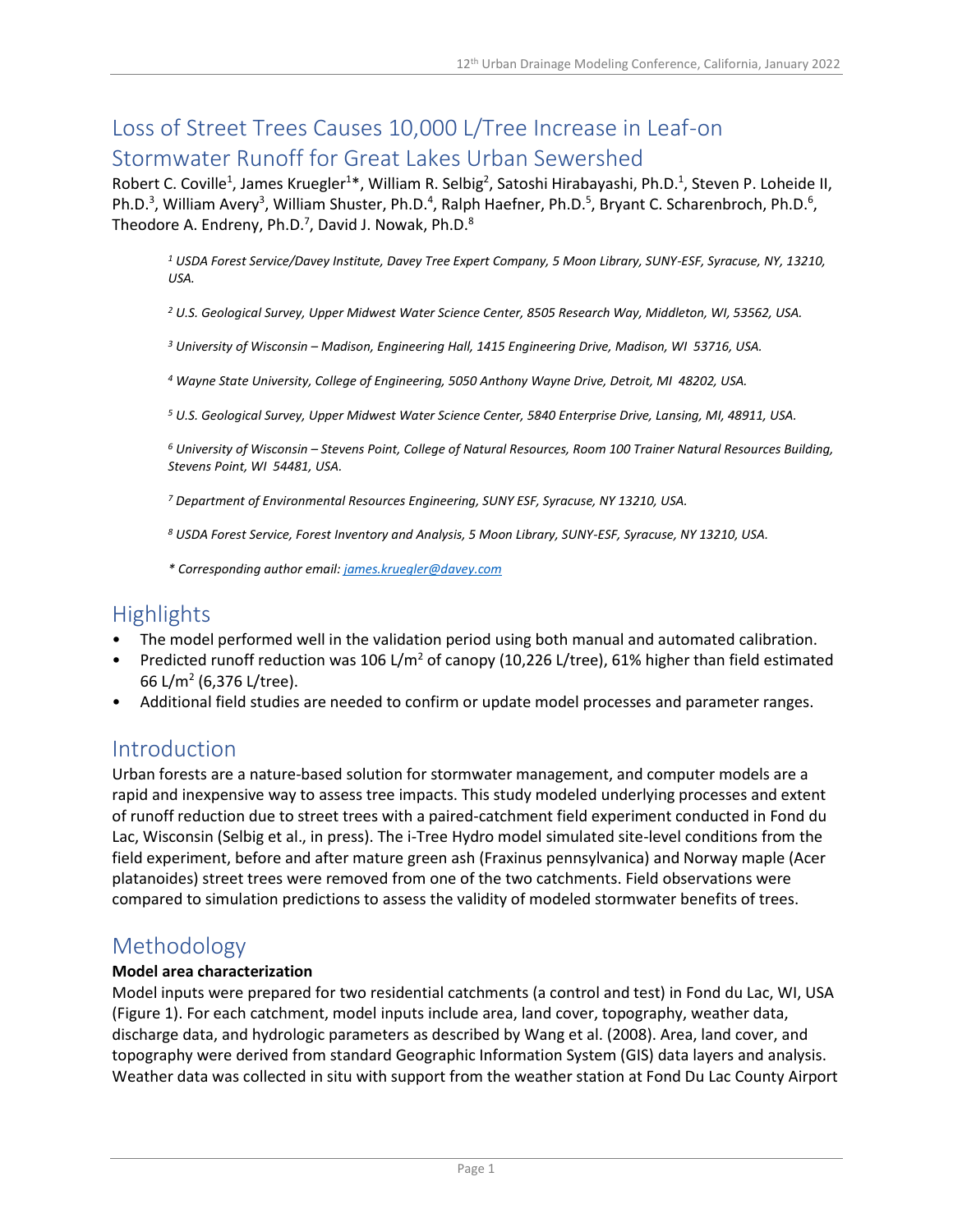# Loss of Street Trees Causes 10,000 L/Tree Increase in Leaf-on Stormwater Runoff for Great Lakes Urban Sewershed

Robert C. Coville[1], James Kruegler[1]*, William R. Selbig[2], Satoshi Hirabayashi, Ph.D.[1], Steven P. Loheide II, Ph.D.[3], William Avery[3], William Shuster, Ph.D.[4], Ralph Haefner, Ph.D.[5], Bryant C. Scharenbroch, Ph.D.[6], Theodore A. Endreny, Ph.D.[7], David J. Nowak, Ph.D.[8]

*[1] USDA Forest Service/Davey Institute, Davey Tree Expert Company, 5 Moon Library, SUNY-ESF, Syracuse, NY, 13210, USA.*

*[2] U.S. Geological Survey, Upper Midwest Water Science Center, 8505 Research Way, Middleton, WI, 53562, USA.*

*[3] University of Wisconsin – Madison, Engineering Hall, 1415 Engineering Drive, Madison, WI 53716, USA.*

*[4] Wayne State University, College of Engineering, 5050 Anthony Wayne Drive, Detroit, MI 48202, USA.*

*[5] U.S. Geological Survey, Upper Midwest Water Science Center, 5840 Enterprise Drive, Lansing, MI, 48911, USA.*

*[6] University of Wisconsin – Stevens Point, College of Natural Resources, Room 100 Trainer Natural Resources Building, Stevens Point, WI 54481, USA.*

*[7] Department of Environmental Resources Engineering, SUNY ESF, Syracuse, NY 13210, USA.*

*[8] USDA Forest Service, Forest Inventory and Analysis, 5 Moon Library, SUNY-ESF, Syracuse, NY 13210, USA.*

*\* Corresponding author email: james.kruegler@davey.com*

## Highlights

- The model performed well in the validation period using both manual and automated calibration.
- Predicted runoff reduction was 106 L/m$^2$ of canopy (10,226 L/tree), 61% higher than field estimated 66 L/m$^2$ (6,376 L/tree).
- Additional field studies are needed to confirm or update model processes and parameter ranges.

## Introduction

Urban forests are a nature-based solution for stormwater management, and computer models are a rapid and inexpensive way to assess tree impacts. This study modeled underlying processes and extent of runoff reduction due to street trees with a paired-catchment field experiment conducted in Fond du Lac, Wisconsin (Selbig et al., in press). The i-Tree Hydro model simulated site-level conditions from the field experiment, before and after mature green ash (Fraxinus pennsylvanica) and Norway maple (Acer platanoides) street trees were removed from one of the two catchments. Field observations were compared to simulation predictions to assess the validity of modeled stormwater benefits of trees.

## Methodology

**Model area characterization**

Model inputs were prepared for two residential catchments (a control and test) in Fond du Lac, WI, USA (Figure 1). For each catchment, model inputs include area, land cover, topography, weather data, discharge data, and hydrologic parameters as described by Wang et al. (2008). Area, land cover, and topography were derived from standard Geographic Information System (GIS) data layers and analysis. Weather data was collected in situ with support from the weather station at Fond Du Lac County Airport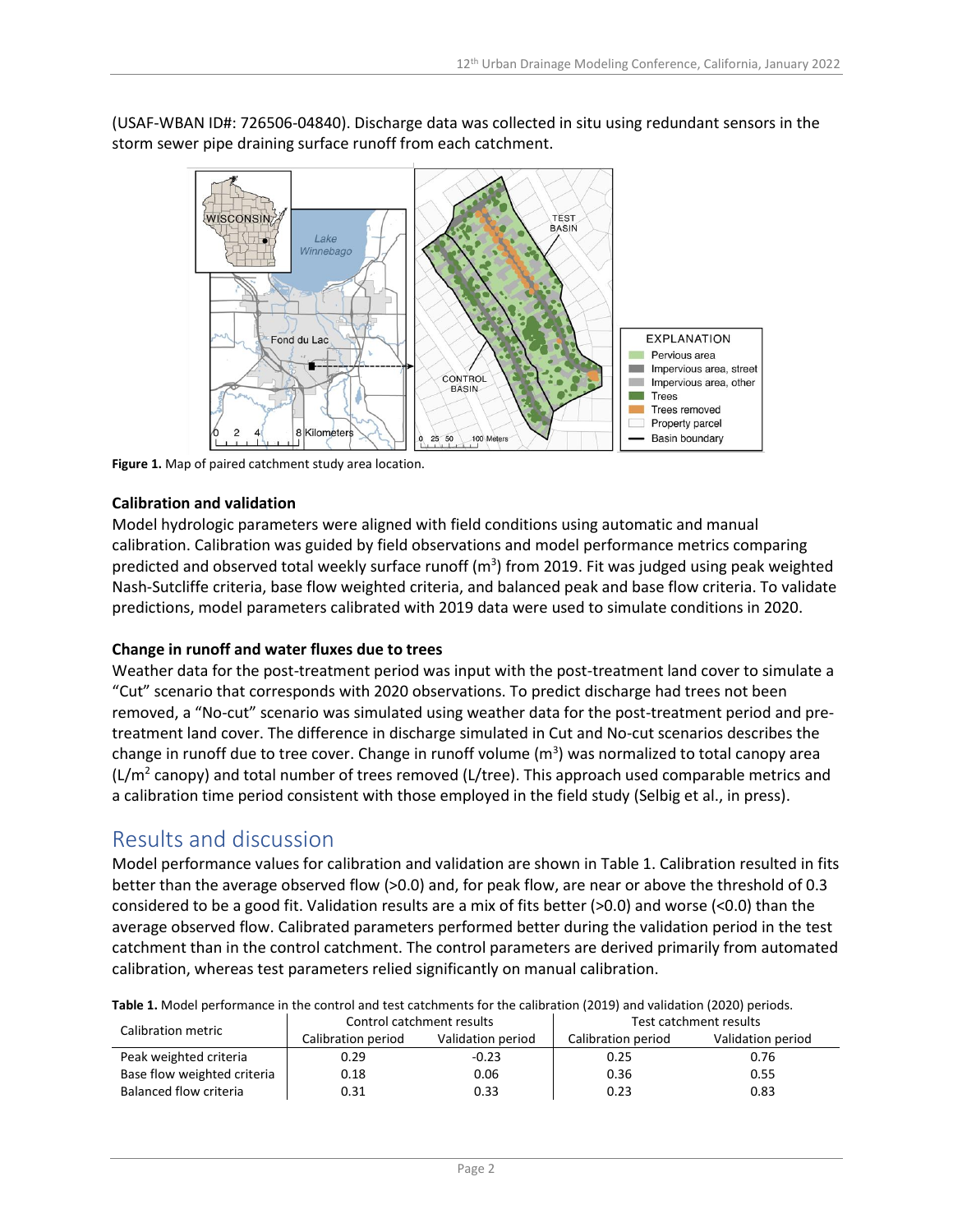(USAF-WBAN ID#: 726506-04840). Discharge data was collected in situ using redundant sensors in the storm sewer pipe draining surface runoff from each catchment.

**Figure 1.** Map of paired catchment study area location.

### Calibration and validation

Model hydrologic parameters were aligned with field conditions using automatic and manual calibration. Calibration was guided by field observations and model performance metrics comparing predicted and observed total weekly surface runoff ($m^3$) from 2019. Fit was judged using peak weighted Nash-Sutcliffe criteria, base flow weighted criteria, and balanced peak and base flow criteria. To validate predictions, model parameters calibrated with 2019 data were used to simulate conditions in 2020.

### Change in runoff and water fluxes due to trees

Weather data for the post-treatment period was input with the post-treatment land cover to simulate a "Cut" scenario that corresponds with 2020 observations. To predict discharge had trees not been removed, a "No-cut" scenario was simulated using weather data for the post-treatment period and pre-treatment land cover. The difference in discharge simulated in Cut and No-cut scenarios describes the change in runoff due to tree cover. Change in runoff volume ($m^3$) was normalized to total canopy area ($L/m^2$ canopy) and total number of trees removed (L/tree). This approach used comparable metrics and a calibration time period consistent with those employed in the field study (Selbig et al., in press).

## Results and discussion

Model performance values for calibration and validation are shown in Table 1. Calibration resulted in fits better than the average observed flow (>0.0) and, for peak flow, are near or above the threshold of 0.3 considered to be a good fit. Validation results are a mix of fits better (>0.0) and worse (<0.0) than the average observed flow. Calibrated parameters performed better during the validation period in the test catchment than in the control catchment. The control parameters are derived primarily from automated calibration, whereas test parameters relied significantly on manual calibration.

**Table 1.** Model performance in the control and test catchments for the calibration (2019) and validation (2020) periods.

| Calibration metric | Control catchment results | | Test catchment results | |
|---|---|---|---|---|
| | Calibration period | Validation period | Calibration period | Validation period |
| Peak weighted criteria | 0.29 | -0.23 | 0.25 | 0.76 |
| Base flow weighted criteria | 0.18 | 0.06 | 0.36 | 0.55 |
| Balanced flow criteria | 0.31 | 0.33 | 0.23 | 0.83 |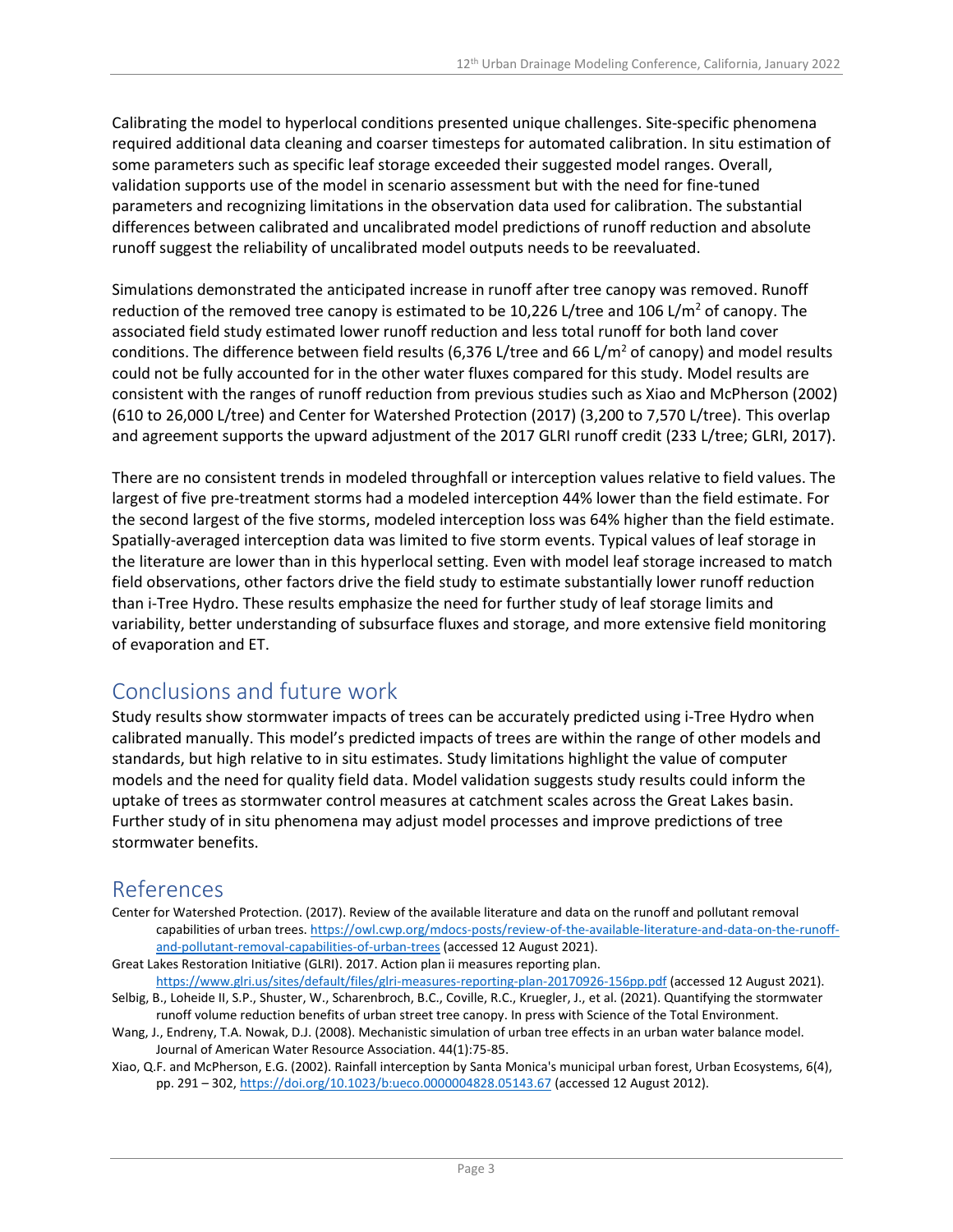Calibrating the model to hyperlocal conditions presented unique challenges. Site-specific phenomena required additional data cleaning and coarser timesteps for automated calibration. In situ estimation of some parameters such as specific leaf storage exceeded their suggested model ranges. Overall, validation supports use of the model in scenario assessment but with the need for fine-tuned parameters and recognizing limitations in the observation data used for calibration. The substantial differences between calibrated and uncalibrated model predictions of runoff reduction and absolute runoff suggest the reliability of uncalibrated model outputs needs to be reevaluated.

Simulations demonstrated the anticipated increase in runoff after tree canopy was removed. Runoff reduction of the removed tree canopy is estimated to be 10,226 L/tree and 106 L/m$^2$ of canopy. The associated field study estimated lower runoff reduction and less total runoff for both land cover conditions. The difference between field results (6,376 L/tree and 66 L/m$^2$ of canopy) and model results could not be fully accounted for in the other water fluxes compared for this study. Model results are consistent with the ranges of runoff reduction from previous studies such as Xiao and McPherson (2002) (610 to 26,000 L/tree) and Center for Watershed Protection (2017) (3,200 to 7,570 L/tree). This overlap and agreement supports the upward adjustment of the 2017 GLRI runoff credit (233 L/tree; GLRI, 2017).

There are no consistent trends in modeled throughfall or interception values relative to field values. The largest of five pre-treatment storms had a modeled interception 44% lower than the field estimate. For the second largest of the five storms, modeled interception loss was 64% higher than the field estimate. Spatially-averaged interception data was limited to five storm events. Typical values of leaf storage in the literature are lower than in this hyperlocal setting. Even with model leaf storage increased to match field observations, other factors drive the field study to estimate substantially lower runoff reduction than i-Tree Hydro. These results emphasize the need for further study of leaf storage limits and variability, better understanding of subsurface fluxes and storage, and more extensive field monitoring of evaporation and ET.

## Conclusions and future work

Study results show stormwater impacts of trees can be accurately predicted using i-Tree Hydro when calibrated manually. This model's predicted impacts of trees are within the range of other models and standards, but high relative to in situ estimates. Study limitations highlight the value of computer models and the need for quality field data. Model validation suggests study results could inform the uptake of trees as stormwater control measures at catchment scales across the Great Lakes basin. Further study of in situ phenomena may adjust model processes and improve predictions of tree stormwater benefits.

## References

Center for Watershed Protection. (2017). Review of the available literature and data on the runoff and pollutant removal capabilities of urban trees. https://owl.cwp.org/mdocs-posts/review-of-the-available-literature-and-data-on-the-runoff-and-pollutant-removal-capabilities-of-urban-trees (accessed 12 August 2021).

Great Lakes Restoration Initiative (GLRI). 2017. Action plan ii measures reporting plan. https://www.glri.us/sites/default/files/glri-measures-reporting-plan-20170926-156pp.pdf (accessed 12 August 2021).

Selbig, B., Loheide II, S.P., Shuster, W., Scharenbroch, B.C., Coville, R.C., Kruegler, J., et al. (2021). Quantifying the stormwater runoff volume reduction benefits of urban street tree canopy. In press with Science of the Total Environment.

Wang, J., Endreny, T.A. Nowak, D.J. (2008). Mechanistic simulation of urban tree effects in an urban water balance model. Journal of American Water Resource Association. 44(1):75-85.

Xiao, Q.F. and McPherson, E.G. (2002). Rainfall interception by Santa Monica's municipal urban forest, Urban Ecosystems, 6(4), pp. 291 – 302, https://doi.org/10.1023/b:ueco.0000004828.05143.67 (accessed 12 August 2012).